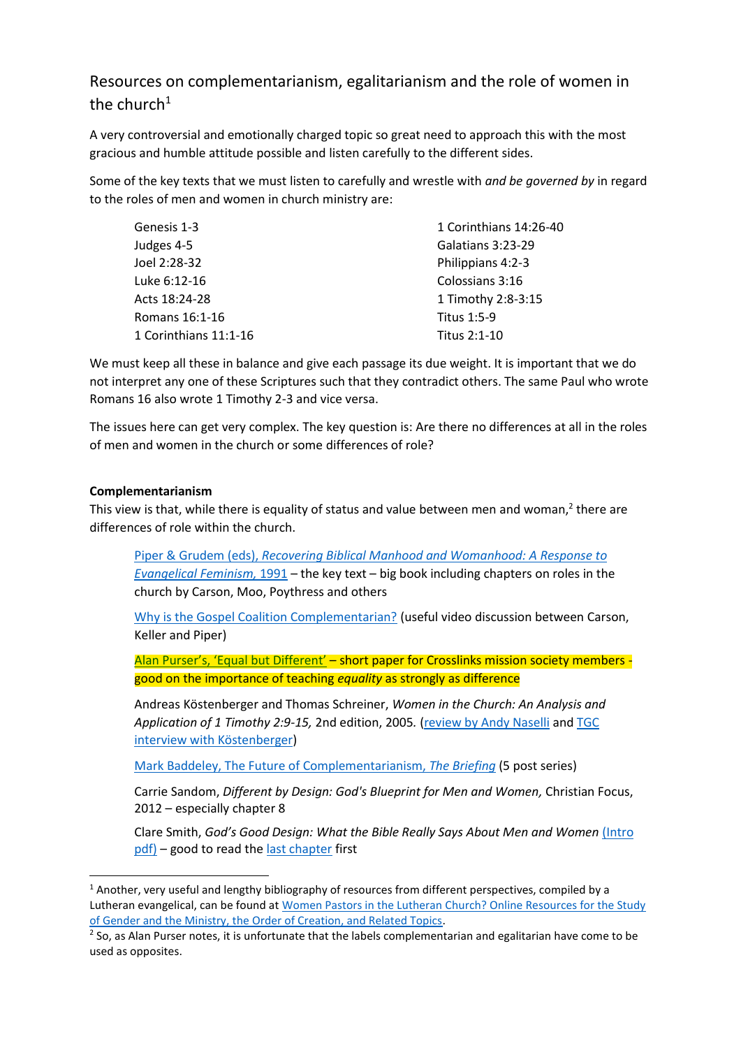# Resources on complementarianism, egalitarianism and the role of women in the church[1]

A very controversial and emotionally charged topic so great need to approach this with the most gracious and humble attitude possible and listen carefully to the different sides.

Some of the key texts that we must listen to carefully and wrestle with *and be governed by* in regard to the roles of men and women in church ministry are:

- Genesis 1-3
- Judges 4-5
- Joel 2:28-32
- Luke 6:12-16
- Acts 18:24-28
- Romans 16:1-16
- 1 Corinthians 11:1-16
- 1 Corinthians 14:26-40
- Galatians 3:23-29
- Philippians 4:2-3
- Colossians 3:16
- 1 Timothy 2:8-3:15
- Titus 1:5-9
- Titus 2:1-10

We must keep all these in balance and give each passage its due weight. It is important that we do not interpret any one of these Scriptures such that they contradict others. The same Paul who wrote Romans 16 also wrote 1 Timothy 2-3 and vice versa.

The issues here can get very complex. The key question is: Are there no differences at all in the roles of men and women in the church or some differences of role?

**Complementarianism**

This view is that, while there is equality of status and value between men and woman,[2] there are differences of role within the church.

> Piper & Grudem (eds), *Recovering Biblical Manhood and Womanhood: A Response to Evangelical Feminism,* 1991 – the key text – big book including chapters on roles in the church by Carson, Moo, Poythress and others
>
> Why is the Gospel Coalition Complementarian? (useful video discussion between Carson, Keller and Piper)
>
> Alan Purser's, 'Equal but Different' – short paper for Crosslinks mission society members - good on the importance of teaching *equality* as strongly as difference
>
> Andreas Köstenberger and Thomas Schreiner, *Women in the Church: An Analysis and Application of 1 Timothy 2:9-15,* 2nd edition, 2005. (review by Andy Naselli and TGC interview with Köstenberger)
>
> Mark Baddeley, The Future of Complementarianism, *The Briefing* (5 post series)
>
> Carrie Sandom, *Different by Design: God's Blueprint for Men and Women,* Christian Focus, 2012 – especially chapter 8
>
> Clare Smith, *God's Good Design: What the Bible Really Says About Men and Women* (Intro pdf) – good to read the last chapter first

---

[1] Another, very useful and lengthy bibliography of resources from different perspectives, compiled by a Lutheran evangelical, can be found at Women Pastors in the Lutheran Church? Online Resources for the Study of Gender and the Ministry, the Order of Creation, and Related Topics.

[2] So, as Alan Purser notes, it is unfortunate that the labels complementarian and egalitarian have come to be used as opposites.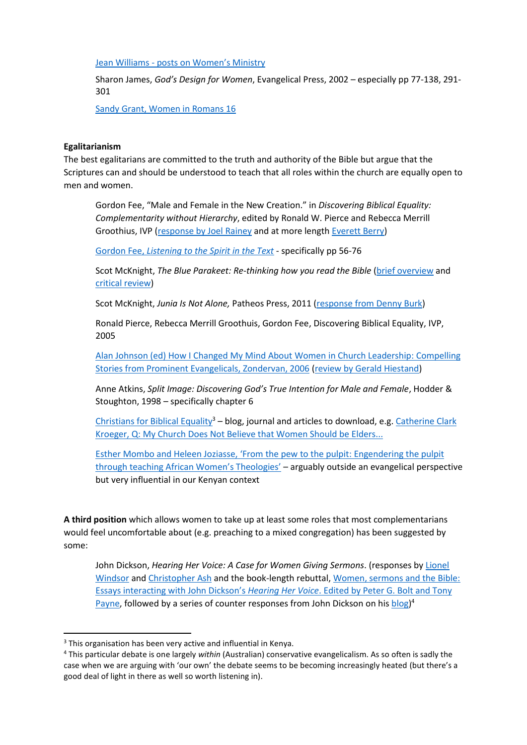Jean Williams - posts on Women's Ministry

Sharon James, *God's Design for Women*, Evangelical Press, 2002 – especially pp 77-138, 291-301

Sandy Grant, Women in Romans 16

**Egalitarianism**

The best egalitarians are committed to the truth and authority of the Bible but argue that the Scriptures can and should be understood to teach that all roles within the church are equally open to men and women.

Gordon Fee, "Male and Female in the New Creation." in *Discovering Biblical Equality: Complementarity without Hierarchy*, edited by Ronald W. Pierce and Rebecca Merrill Groothius, IVP (response by Joel Rainey and at more length Everett Berry)

Gordon Fee, *Listening to the Spirit in the Text* - specifically pp 56-76

Scot McKnight, *The Blue Parakeet: Re-thinking how you read the Bible* (brief overview and critical review)

Scot McKnight, *Junia Is Not Alone,* Patheos Press, 2011 (response from Denny Burk)

Ronald Pierce, Rebecca Merrill Groothuis, Gordon Fee, Discovering Biblical Equality, IVP, 2005

Alan Johnson (ed) How I Changed My Mind About Women in Church Leadership: Compelling Stories from Prominent Evangelicals, Zondervan, 2006 (review by Gerald Hiestand)

Anne Atkins, *Split Image: Discovering God's True Intention for Male and Female*, Hodder & Stoughton, 1998 – specifically chapter 6

Christians for Biblical Equality[3] – blog, journal and articles to download, e.g. Catherine Clark Kroeger, Q: My Church Does Not Believe that Women Should be Elders...

Esther Mombo and Heleen Joziasse, 'From the pew to the pulpit: Engendering the pulpit through teaching African Women's Theologies' – arguably outside an evangelical perspective but very influential in our Kenyan context

**A third position** which allows women to take up at least some roles that most complementarians would feel uncomfortable about (e.g. preaching to a mixed congregation) has been suggested by some:

John Dickson, *Hearing Her Voice: A Case for Women Giving Sermons*. (responses by Lionel Windsor and Christopher Ash and the book-length rebuttal, Women, sermons and the Bible: Essays interacting with John Dickson's *Hearing Her Voice*. Edited by Peter G. Bolt and Tony Payne, followed by a series of counter responses from John Dickson on his blog)[4]

[3] This organisation has been very active and influential in Kenya.

[4] This particular debate is one largely *within* (Australian) conservative evangelicalism. As so often is sadly the case when we are arguing with 'our own' the debate seems to be becoming increasingly heated (but there's a good deal of light in there as well so worth listening in).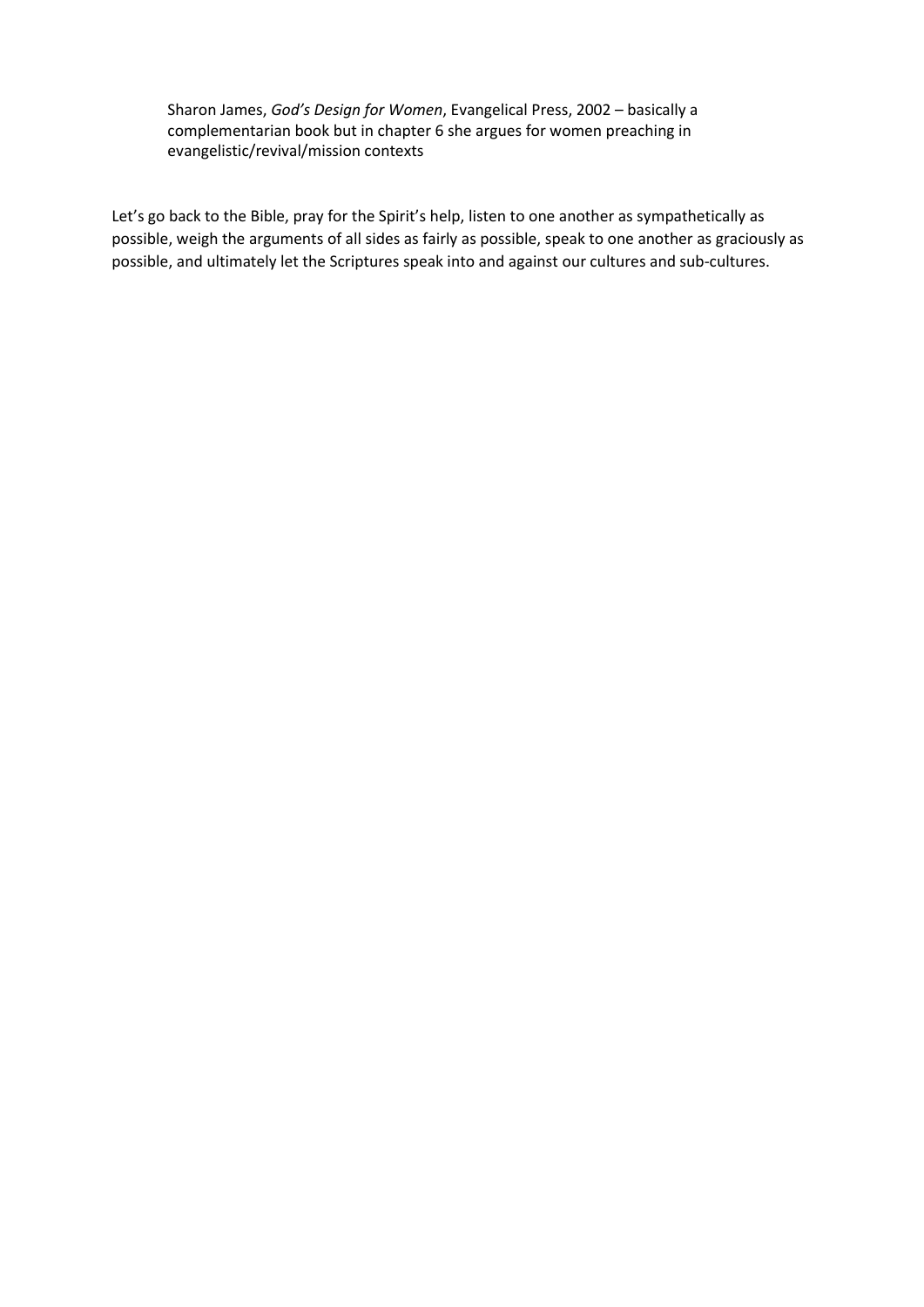Sharon James, *God's Design for Women*, Evangelical Press, 2002 – basically a complementarian book but in chapter 6 she argues for women preaching in evangelistic/revival/mission contexts

Let's go back to the Bible, pray for the Spirit's help, listen to one another as sympathetically as possible, weigh the arguments of all sides as fairly as possible, speak to one another as graciously as possible, and ultimately let the Scriptures speak into and against our cultures and sub-cultures.